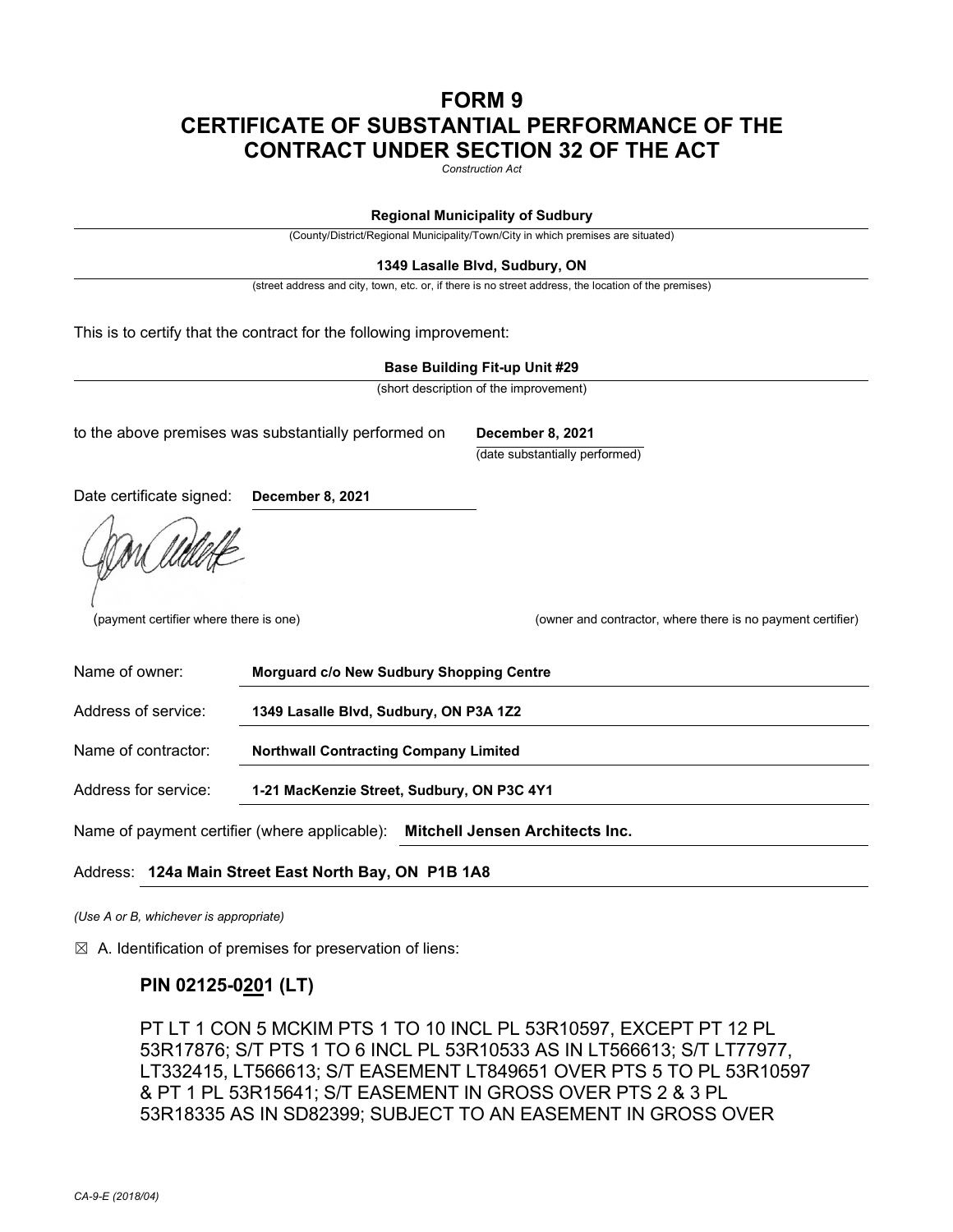# FORM 9
# CERTIFICATE OF SUBSTANTIAL PERFORMANCE OF THE CONTRACT UNDER SECTION 32 OF THE ACT

*Construction Act*

**Regional Municipality of Sudbury**
(County/District/Regional Municipality/Town/City in which premises are situated)

**1349 Lasalle Blvd, Sudbury, ON**
(street address and city, town, etc. or, if there is no street address, the location of the premises)

This is to certify that the contract for the following improvement:

**Base Building Fit-up Unit #29**
(short description of the improvement)

to the above premises was substantially performed on **December 8, 2021**
(date substantially performed)

Date certificate signed: **December 8, 2021**

(payment certifier where there is one) (owner and contractor, where there is no payment certifier)

Name of owner: **Morguard c/o New Sudbury Shopping Centre**

Address of service: **1349 Lasalle Blvd, Sudbury, ON P3A 1Z2**

Name of contractor: **Northwall Contracting Company Limited**

Address for service: **1-21 MacKenzie Street, Sudbury, ON P3C 4Y1**

Name of payment certifier (where applicable): **Mitchell Jensen Architects Inc.**

Address: **124a Main Street East North Bay, ON P1B 1A8**

*(Use A or B, whichever is appropriate)*

☒ A. Identification of premises for preservation of liens:

**PIN 02125-0201 (LT)**

PT LT 1 CON 5 MCKIM PTS 1 TO 10 INCL PL 53R10597, EXCEPT PT 12 PL 53R17876; S/T PTS 1 TO 6 INCL PL 53R10533 AS IN LT566613; S/T LT77977, LT332415, LT566613; S/T EASEMENT LT849651 OVER PTS 5 TO PL 53R10597 & PT 1 PL 53R15641; S/T EASEMENT IN GROSS OVER PTS 2 & 3 PL 53R18335 AS IN SD82399; SUBJECT TO AN EASEMENT IN GROSS OVER

CA-9-E (2018/04)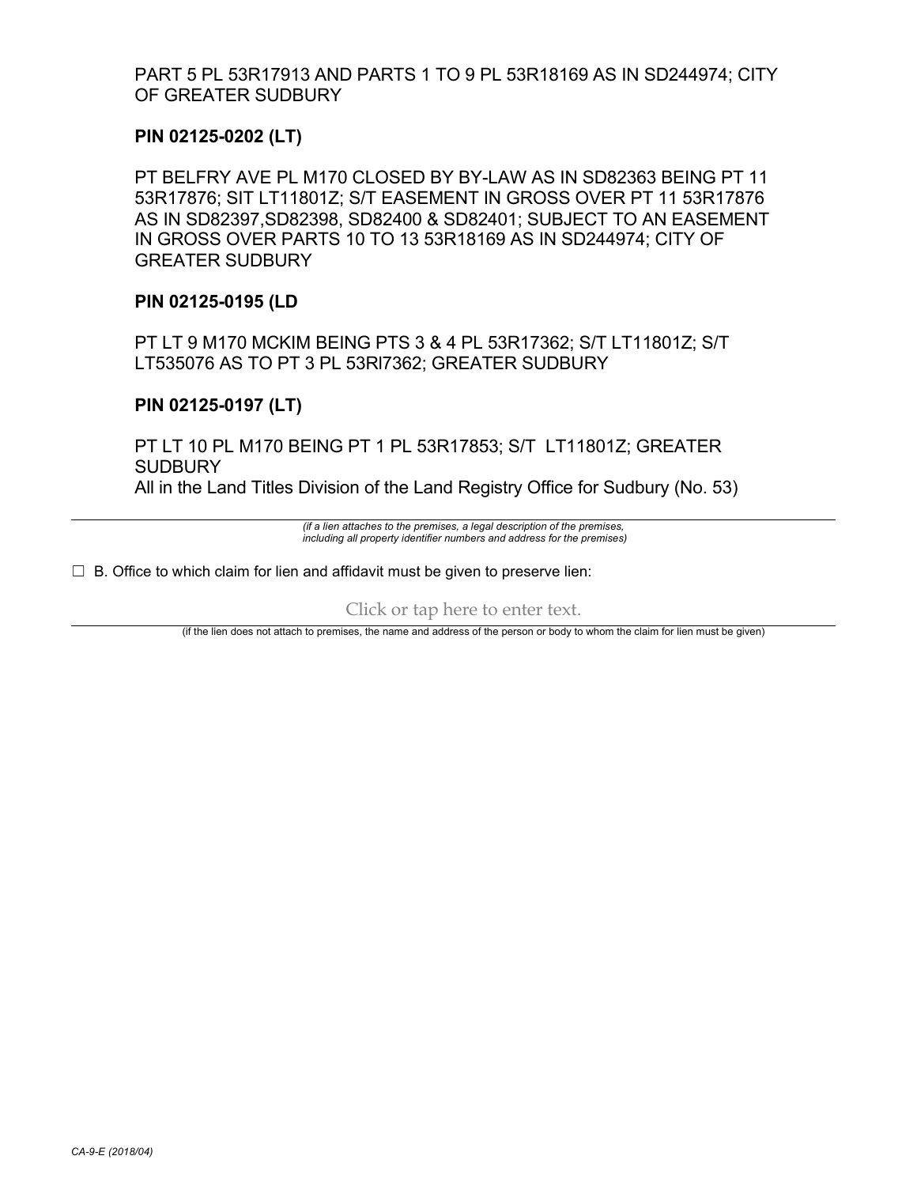PART 5 PL 53R17913 AND PARTS 1 TO 9 PL 53R18169 AS IN SD244974; CITY OF GREATER SUDBURY

**PIN 02125-0202 (LT)**

PT BELFRY AVE PL M170 CLOSED BY BY-LAW AS IN SD82363 BEING PT 11 53R17876; SIT LT11801Z; S/T EASEMENT IN GROSS OVER PT 11 53R17876 AS IN SD82397,SD82398, SD82400 & SD82401; SUBJECT TO AN EASEMENT IN GROSS OVER PARTS 10 TO 13 53R18169 AS IN SD244974; CITY OF GREATER SUDBURY

**PIN 02125-0195 (LD**

PT LT 9 M170 MCKIM BEING PTS 3 & 4 PL 53R17362; S/T LT11801Z; S/T LT535076 AS TO PT 3 PL 53Rl7362; GREATER SUDBURY

**PIN 02125-0197 (LT)**

PT LT 10 PL M170 BEING PT 1 PL 53R17853; S/T LT11801Z; GREATER SUDBURY
All in the Land Titles Division of the Land Registry Office for Sudbury (No. 53)

---

*(if a lien attaches to the premises, a legal description of the premises, including all property identifier numbers and address for the premises)*

☐ B. Office to which claim for lien and affidavit must be given to preserve lien:

Click or tap here to enter text.

---

(if the lien does not attach to premises, the name and address of the person or body to whom the claim for lien must be given)

CA-9-E (2018/04)